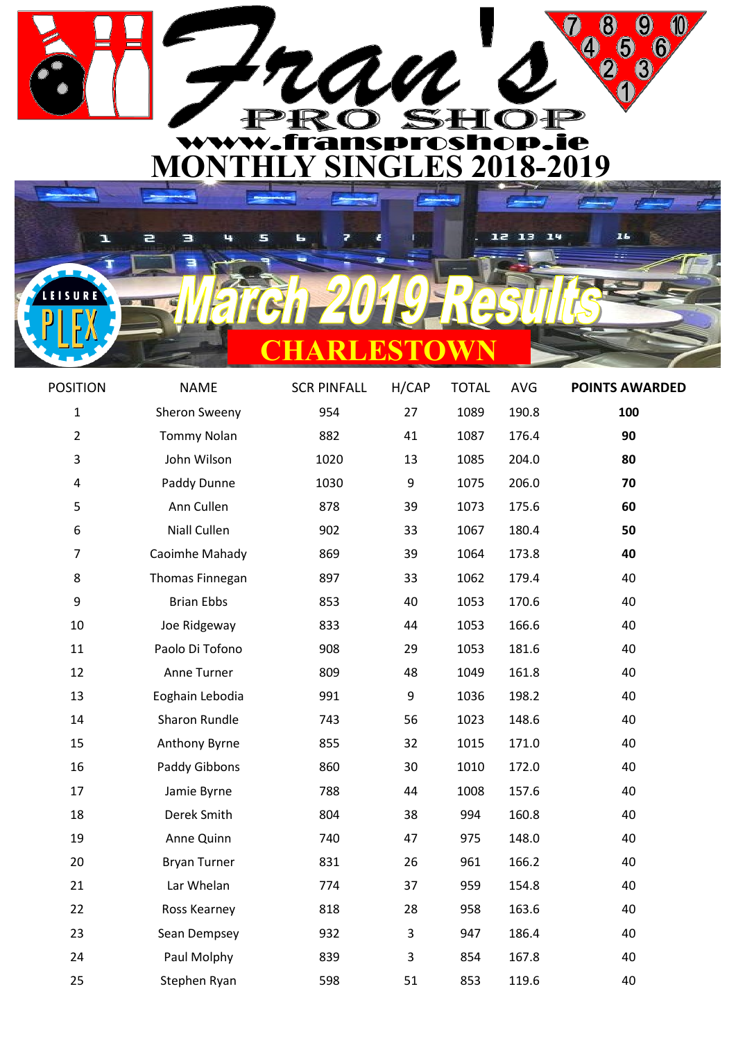# Fran's PRO SHOP

www.fransproshop.ie

# MONTHLY SINGLES 2018-2019

## March 2019 Results

## CHARLESTOWN

| POSITION | NAME | SCR PINFALL | H/CAP | TOTAL | AVG | POINTS AWARDED |
|---|---|---|---|---|---|---|
| 1 | Sheron Sweeny | 954 | 27 | 1089 | 190.8 | **100** |
| 2 | Tommy Nolan | 882 | 41 | 1087 | 176.4 | **90** |
| 3 | John Wilson | 1020 | 13 | 1085 | 204.0 | **80** |
| 4 | Paddy Dunne | 1030 | 9 | 1075 | 206.0 | **70** |
| 5 | Ann Cullen | 878 | 39 | 1073 | 175.6 | **60** |
| 6 | Niall Cullen | 902 | 33 | 1067 | 180.4 | **50** |
| 7 | Caoimhe Mahady | 869 | 39 | 1064 | 173.8 | **40** |
| 8 | Thomas Finnegan | 897 | 33 | 1062 | 179.4 | 40 |
| 9 | Brian Ebbs | 853 | 40 | 1053 | 170.6 | 40 |
| 10 | Joe Ridgeway | 833 | 44 | 1053 | 166.6 | 40 |
| 11 | Paolo Di Tofono | 908 | 29 | 1053 | 181.6 | 40 |
| 12 | Anne Turner | 809 | 48 | 1049 | 161.8 | 40 |
| 13 | Eoghain Lebodia | 991 | 9 | 1036 | 198.2 | 40 |
| 14 | Sharon Rundle | 743 | 56 | 1023 | 148.6 | 40 |
| 15 | Anthony Byrne | 855 | 32 | 1015 | 171.0 | 40 |
| 16 | Paddy Gibbons | 860 | 30 | 1010 | 172.0 | 40 |
| 17 | Jamie Byrne | 788 | 44 | 1008 | 157.6 | 40 |
| 18 | Derek Smith | 804 | 38 | 994 | 160.8 | 40 |
| 19 | Anne Quinn | 740 | 47 | 975 | 148.0 | 40 |
| 20 | Bryan Turner | 831 | 26 | 961 | 166.2 | 40 |
| 21 | Lar Whelan | 774 | 37 | 959 | 154.8 | 40 |
| 22 | Ross Kearney | 818 | 28 | 958 | 163.6 | 40 |
| 23 | Sean Dempsey | 932 | 3 | 947 | 186.4 | 40 |
| 24 | Paul Molphy | 839 | 3 | 854 | 167.8 | 40 |
| 25 | Stephen Ryan | 598 | 51 | 853 | 119.6 | 40 |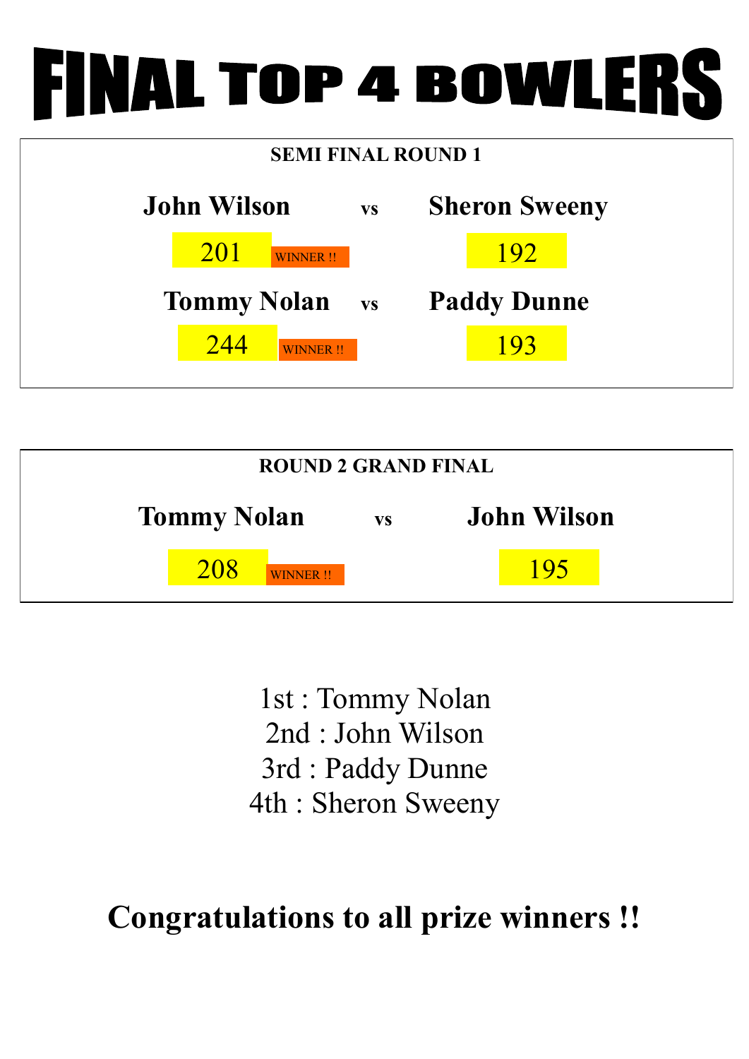# FINAL TOP 4 BOWLERS

## SEMI FINAL ROUND 1

| | | |
|---|---|---|
| **John Wilson** | vs | **Sheron Sweeny** |
| 201 WINNER !! | | 192 |
| **Tommy Nolan** | vs | **Paddy Dunne** |
| 244 WINNER !! | | 193 |

## ROUND 2 GRAND FINAL

| | | |
|---|---|---|
| **Tommy Nolan** | vs | **John Wilson** |
| 208 WINNER !! | | 195 |

1st : Tommy Nolan
2nd : John Wilson
3rd : Paddy Dunne
4th : Sheron Sweeny

**Congratulations to all prize winners !!**